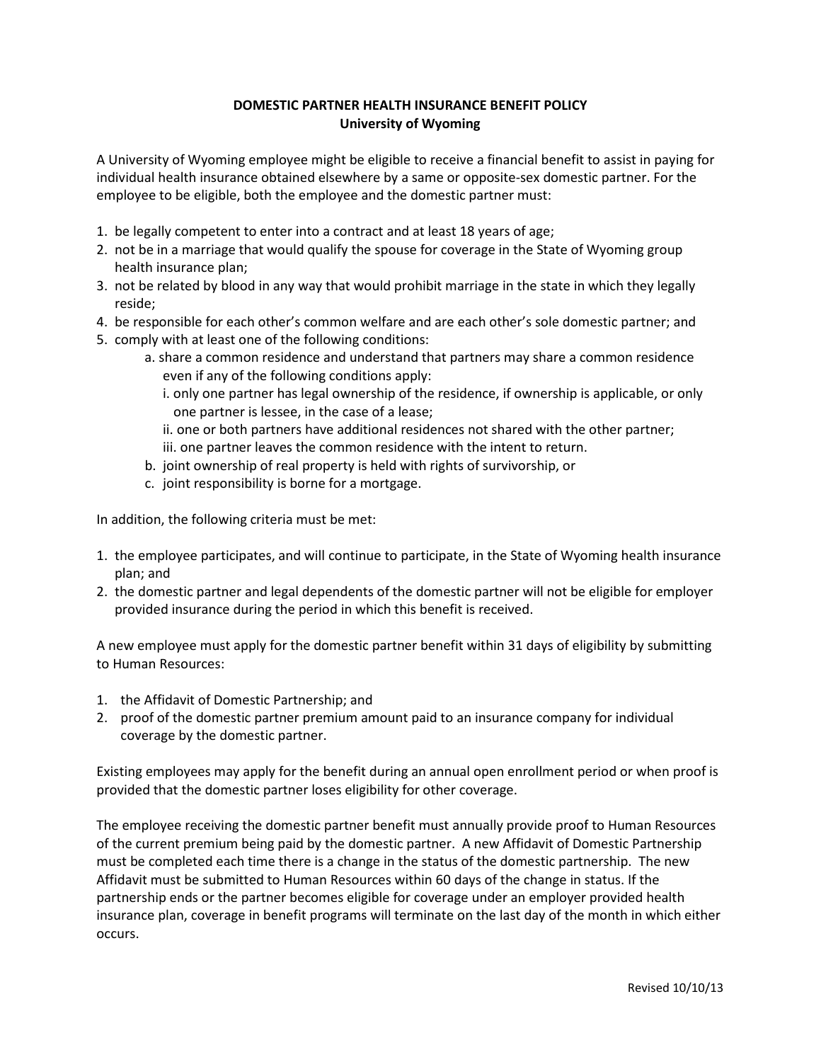# DOMESTIC PARTNER HEALTH INSURANCE BENEFIT POLICY
## University of Wyoming

A University of Wyoming employee might be eligible to receive a financial benefit to assist in paying for individual health insurance obtained elsewhere by a same or opposite-sex domestic partner. For the employee to be eligible, both the employee and the domestic partner must:

1. be legally competent to enter into a contract and at least 18 years of age;
2. not be in a marriage that would qualify the spouse for coverage in the State of Wyoming group health insurance plan;
3. not be related by blood in any way that would prohibit marriage in the state in which they legally reside;
4. be responsible for each other's common welfare and are each other's sole domestic partner; and
5. comply with at least one of the following conditions:
   - a. share a common residence and understand that partners may share a common residence even if any of the following conditions apply:
     - i. only one partner has legal ownership of the residence, if ownership is applicable, or only one partner is lessee, in the case of a lease;
     - ii. one or both partners have additional residences not shared with the other partner;
     - iii. one partner leaves the common residence with the intent to return.
   - b. joint ownership of real property is held with rights of survivorship, or
   - c. joint responsibility is borne for a mortgage.

In addition, the following criteria must be met:

1. the employee participates, and will continue to participate, in the State of Wyoming health insurance plan; and
2. the domestic partner and legal dependents of the domestic partner will not be eligible for employer provided insurance during the period in which this benefit is received.

A new employee must apply for the domestic partner benefit within 31 days of eligibility by submitting to Human Resources:

1. the Affidavit of Domestic Partnership; and
2. proof of the domestic partner premium amount paid to an insurance company for individual coverage by the domestic partner.

Existing employees may apply for the benefit during an annual open enrollment period or when proof is provided that the domestic partner loses eligibility for other coverage.

The employee receiving the domestic partner benefit must annually provide proof to Human Resources of the current premium being paid by the domestic partner. A new Affidavit of Domestic Partnership must be completed each time there is a change in the status of the domestic partnership. The new Affidavit must be submitted to Human Resources within 60 days of the change in status. If the partnership ends or the partner becomes eligible for coverage under an employer provided health insurance plan, coverage in benefit programs will terminate on the last day of the month in which either occurs.

Revised 10/10/13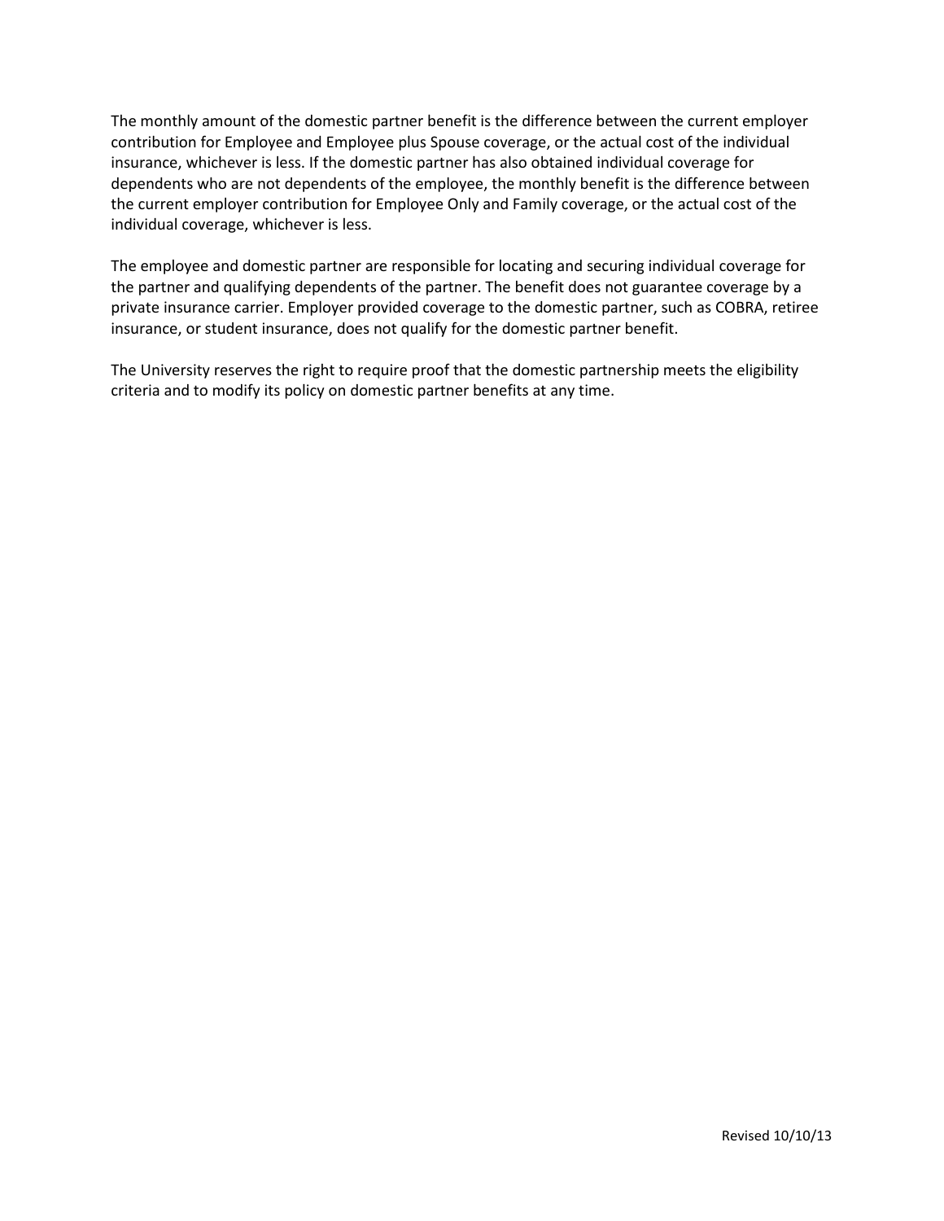The monthly amount of the domestic partner benefit is the difference between the current employer contribution for Employee and Employee plus Spouse coverage, or the actual cost of the individual insurance, whichever is less. If the domestic partner has also obtained individual coverage for dependents who are not dependents of the employee, the monthly benefit is the difference between the current employer contribution for Employee Only and Family coverage, or the actual cost of the individual coverage, whichever is less.

The employee and domestic partner are responsible for locating and securing individual coverage for the partner and qualifying dependents of the partner. The benefit does not guarantee coverage by a private insurance carrier. Employer provided coverage to the domestic partner, such as COBRA, retiree insurance, or student insurance, does not qualify for the domestic partner benefit.

The University reserves the right to require proof that the domestic partnership meets the eligibility criteria and to modify its policy on domestic partner benefits at any time.

Revised 10/10/13